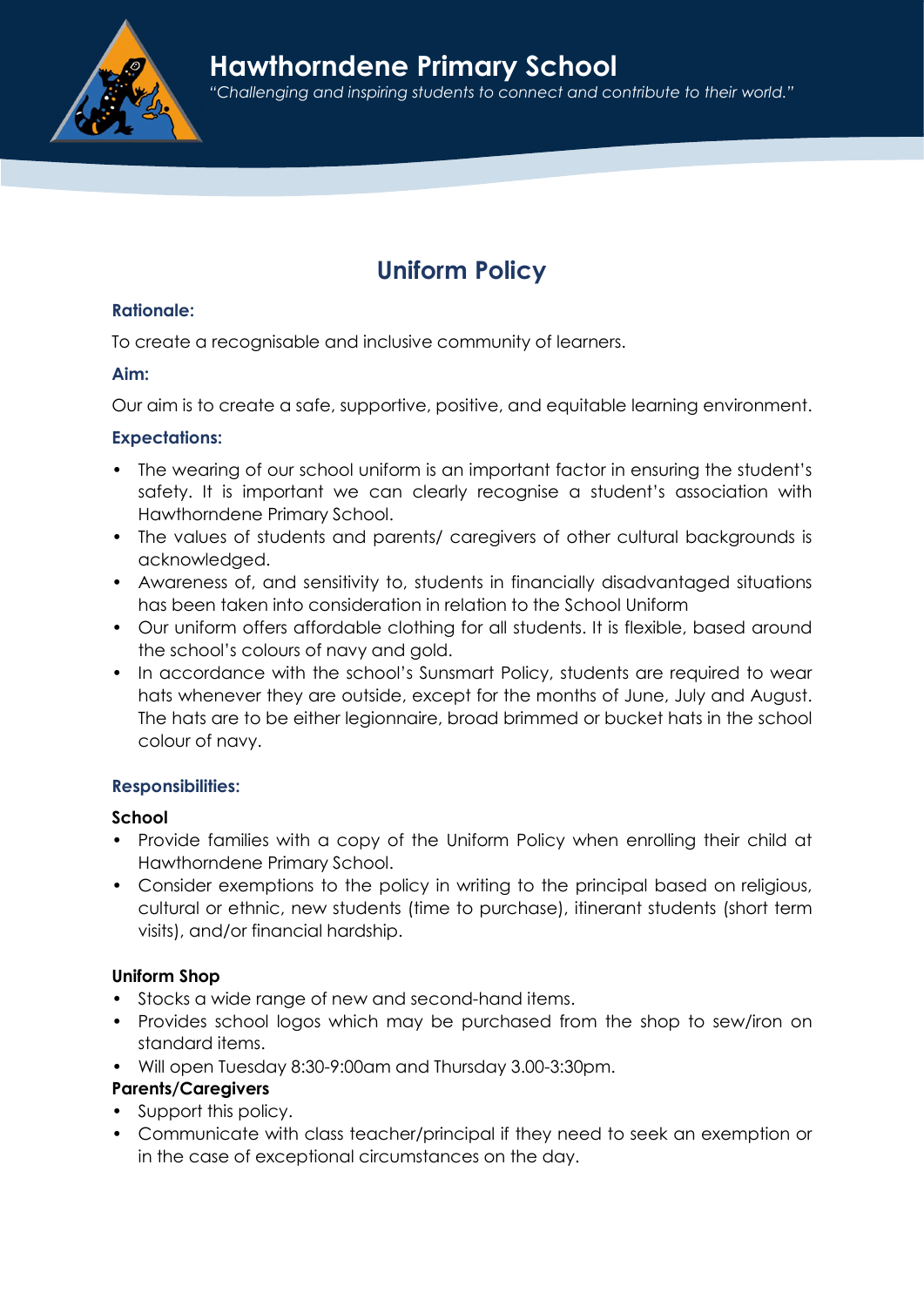# Hawthorndene Primary School

*"Challenging and inspiring students to connect and contribute to their world."*

## Uniform Policy

### Rationale:

To create a recognisable and inclusive community of learners.

### Aim:

Our aim is to create a safe, supportive, positive, and equitable learning environment.

### Expectations:

- The wearing of our school uniform is an important factor in ensuring the student's safety. It is important we can clearly recognise a student's association with Hawthorndene Primary School.
- The values of students and parents/ caregivers of other cultural backgrounds is acknowledged.
- Awareness of, and sensitivity to, students in financially disadvantaged situations has been taken into consideration in relation to the School Uniform
- Our uniform offers affordable clothing for all students. It is flexible, based around the school's colours of navy and gold.
- In accordance with the school's Sunsmart Policy, students are required to wear hats whenever they are outside, except for the months of June, July and August. The hats are to be either legionnaire, broad brimmed or bucket hats in the school colour of navy.

### Responsibilities:

**School**

- Provide families with a copy of the Uniform Policy when enrolling their child at Hawthorndene Primary School.
- Consider exemptions to the policy in writing to the principal based on religious, cultural or ethnic, new students (time to purchase), itinerant students (short term visits), and/or financial hardship.

**Uniform Shop**

- Stocks a wide range of new and second-hand items.
- Provides school logos which may be purchased from the shop to sew/iron on standard items.
- Will open Tuesday 8:30-9:00am and Thursday 3.00-3:30pm.

**Parents/Caregivers**

- Support this policy.
- Communicate with class teacher/principal if they need to seek an exemption or in the case of exceptional circumstances on the day.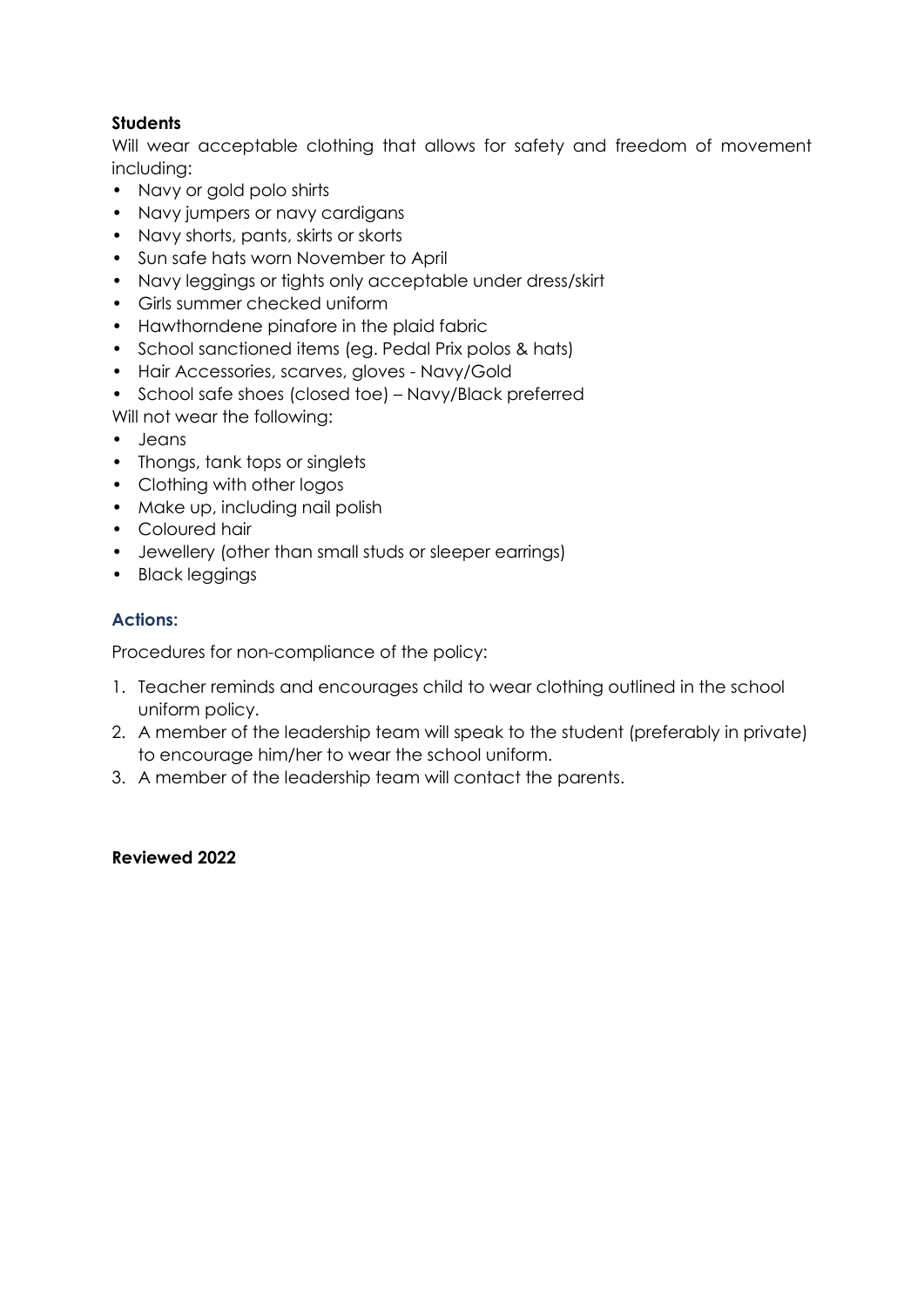**Students**

Will wear acceptable clothing that allows for safety and freedom of movement including:

- Navy or gold polo shirts
- Navy jumpers or navy cardigans
- Navy shorts, pants, skirts or skorts
- Sun safe hats worn November to April
- Navy leggings or tights only acceptable under dress/skirt
- Girls summer checked uniform
- Hawthorndene pinafore in the plaid fabric
- School sanctioned items (eg. Pedal Prix polos & hats)
- Hair Accessories, scarves, gloves - Navy/Gold
- School safe shoes (closed toe) – Navy/Black preferred

Will not wear the following:

- Jeans
- Thongs, tank tops or singlets
- Clothing with other logos
- Make up, including nail polish
- Coloured hair
- Jewellery (other than small studs or sleeper earrings)
- Black leggings

### Actions:

Procedures for non-compliance of the policy:

1. Teacher reminds and encourages child to wear clothing outlined in the school uniform policy.
2. A member of the leadership team will speak to the student (preferably in private) to encourage him/her to wear the school uniform.
3. A member of the leadership team will contact the parents.

**Reviewed 2022**